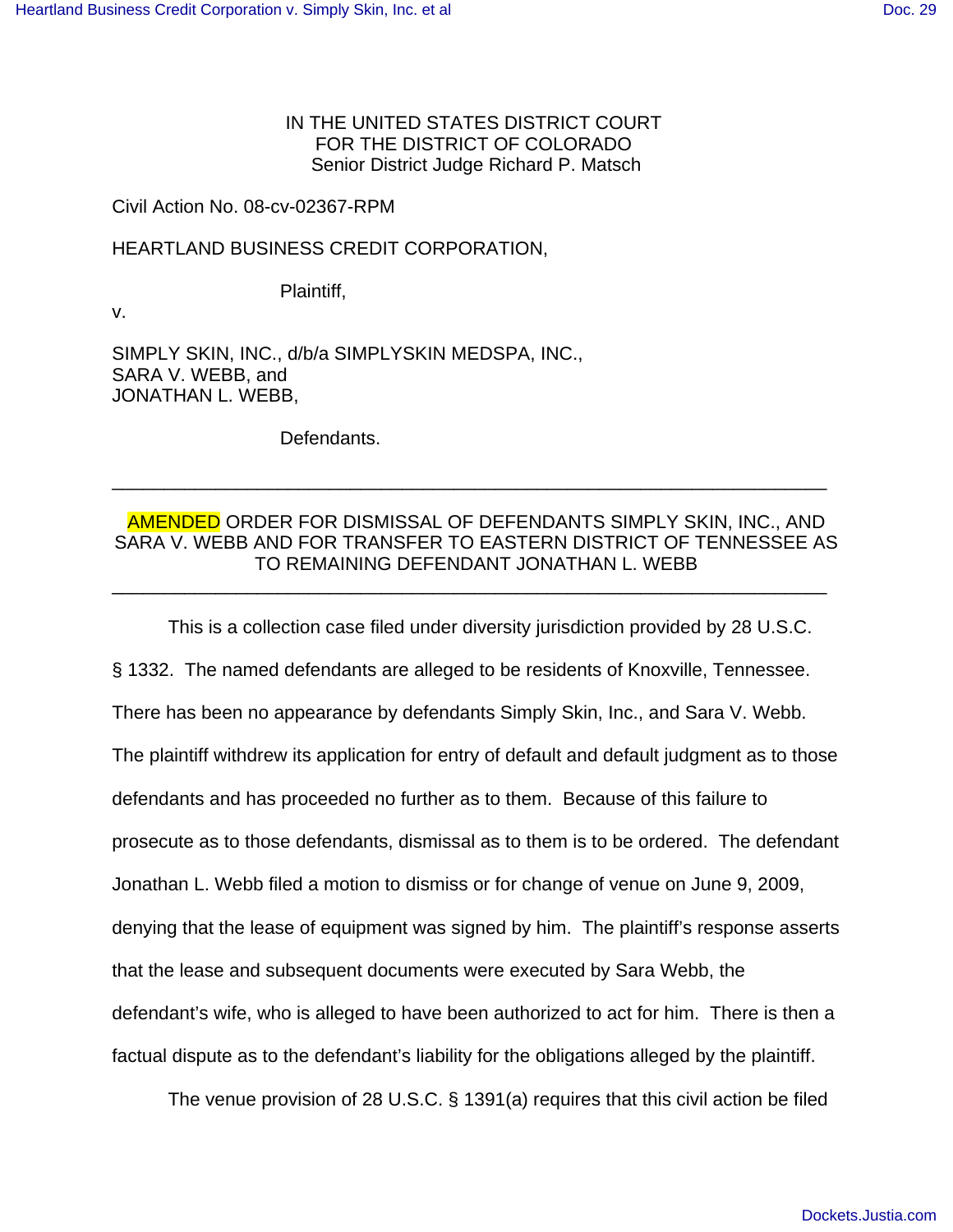IN THE UNITED STATES DISTRICT COURT
FOR THE DISTRICT OF COLORADO
Senior District Judge Richard P. Matsch

Civil Action No. 08-cv-02367-RPM

HEARTLAND BUSINESS CREDIT CORPORATION,

Plaintiff,

v.

SIMPLY SKIN, INC., d/b/a SIMPLYSKIN MEDSPA, INC.,
SARA V. WEBB, and
JONATHAN L. WEBB,

Defendants.

---

AMENDED ORDER FOR DISMISSAL OF DEFENDANTS SIMPLY SKIN, INC., AND SARA V. WEBB AND FOR TRANSFER TO EASTERN DISTRICT OF TENNESSEE AS TO REMAINING DEFENDANT JONATHAN L. WEBB

---

This is a collection case filed under diversity jurisdiction provided by 28 U.S.C. § 1332. The named defendants are alleged to be residents of Knoxville, Tennessee. There has been no appearance by defendants Simply Skin, Inc., and Sara V. Webb. The plaintiff withdrew its application for entry of default and default judgment as to those defendants and has proceeded no further as to them. Because of this failure to prosecute as to those defendants, dismissal as to them is to be ordered. The defendant Jonathan L. Webb filed a motion to dismiss or for change of venue on June 9, 2009, denying that the lease of equipment was signed by him. The plaintiff's response asserts that the lease and subsequent documents were executed by Sara Webb, the defendant's wife, who is alleged to have been authorized to act for him. There is then a factual dispute as to the defendant's liability for the obligations alleged by the plaintiff.

The venue provision of 28 U.S.C. § 1391(a) requires that this civil action be filed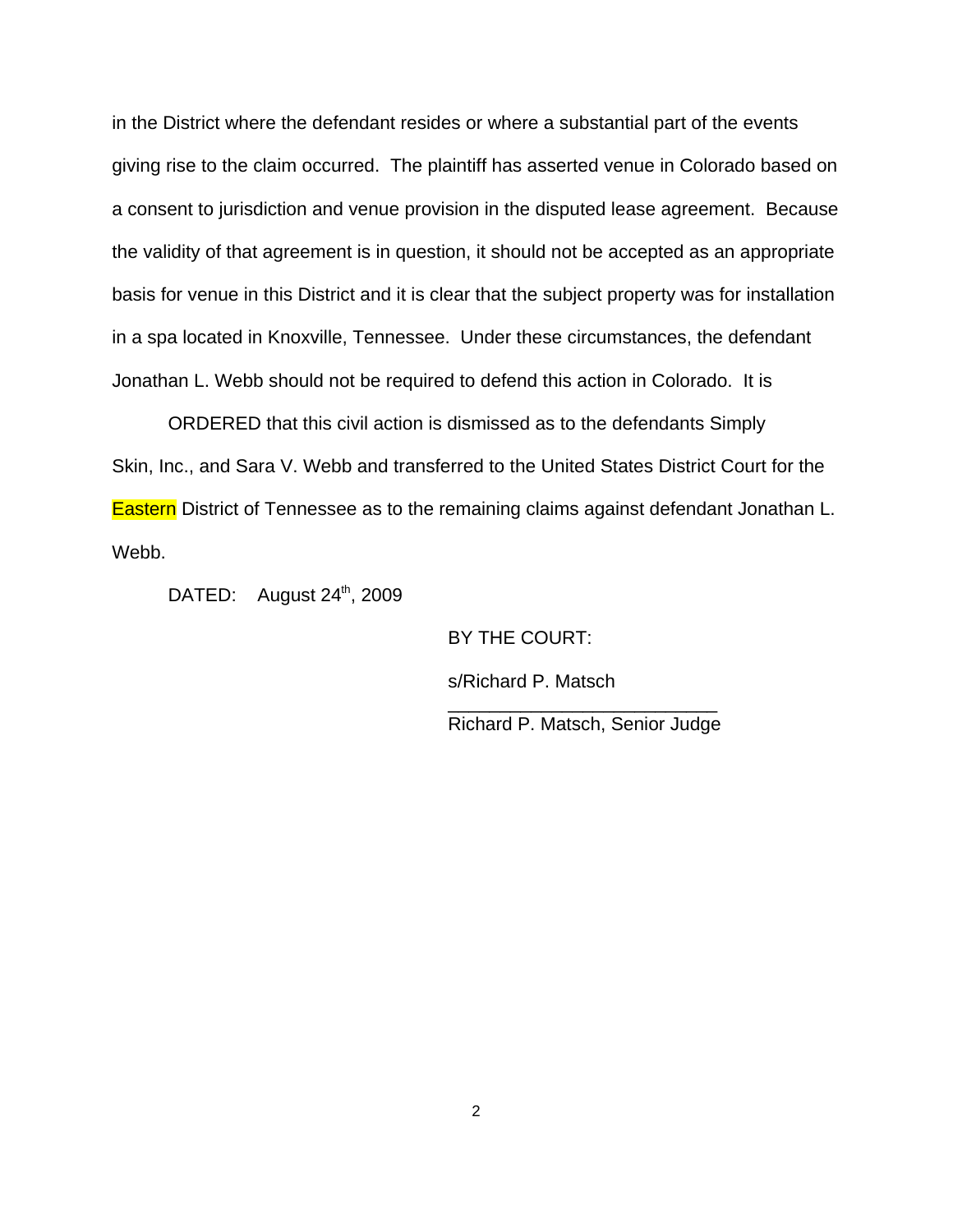in the District where the defendant resides or where a substantial part of the events giving rise to the claim occurred. The plaintiff has asserted venue in Colorado based on a consent to jurisdiction and venue provision in the disputed lease agreement. Because the validity of that agreement is in question, it should not be accepted as an appropriate basis for venue in this District and it is clear that the subject property was for installation in a spa located in Knoxville, Tennessee. Under these circumstances, the defendant Jonathan L. Webb should not be required to defend this action in Colorado. It is

ORDERED that this civil action is dismissed as to the defendants Simply Skin, Inc., and Sara V. Webb and transferred to the United States District Court for the Eastern District of Tennessee as to the remaining claims against defendant Jonathan L. Webb.

DATED: August 24th, 2009

BY THE COURT:

s/Richard P. Matsch

\_\_\_\_\_\_\_\_\_\_\_\_\_\_\_\_\_\_\_\_\_\_\_\_\_\_

Richard P. Matsch, Senior Judge